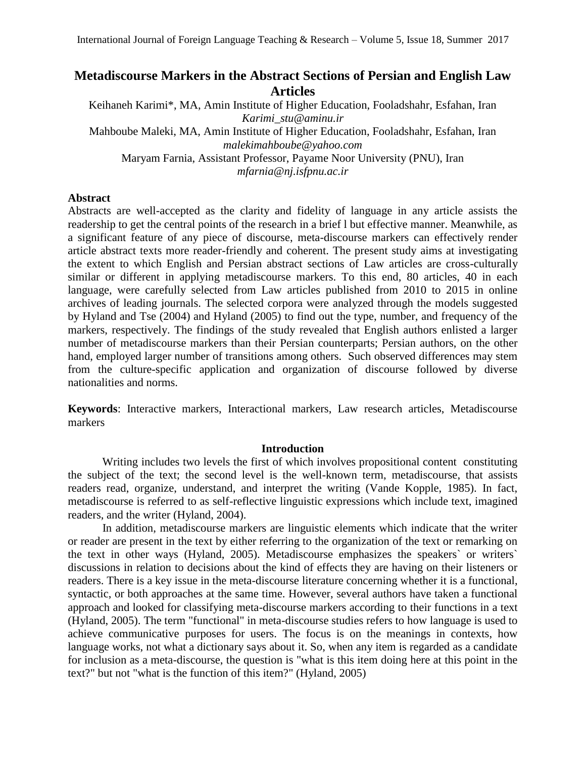# Metadiscourse Markers in the Abstract Sections of Persian and English Law Articles

Keihaneh Karimi*, MA, Amin Institute of Higher Education, Fooladshahr, Esfahan, Iran
*Karimi_stu@aminu.ir*
Mahboube Maleki, MA, Amin Institute of Higher Education, Fooladshahr, Esfahan, Iran
*malekimahboube@yahoo.com*
Maryam Farnia, Assistant Professor, Payame Noor University (PNU), Iran
*mfarnia@nj.isfpnu.ac.ir*

## Abstract

Abstracts are well-accepted as the clarity and fidelity of language in any article assists the readership to get the central points of the research in a brief l but effective manner. Meanwhile, as a significant feature of any piece of discourse, meta-discourse markers can effectively render article abstract texts more reader-friendly and coherent. The present study aims at investigating the extent to which English and Persian abstract sections of Law articles are cross-culturally similar or different in applying metadiscourse markers. To this end, 80 articles, 40 in each language, were carefully selected from Law articles published from 2010 to 2015 in online archives of leading journals. The selected corpora were analyzed through the models suggested by Hyland and Tse (2004) and Hyland (2005) to find out the type, number, and frequency of the markers, respectively. The findings of the study revealed that English authors enlisted a larger number of metadiscourse markers than their Persian counterparts; Persian authors, on the other hand, employed larger number of transitions among others. Such observed differences may stem from the culture-specific application and organization of discourse followed by diverse nationalities and norms.

**Keywords**: Interactive markers, Interactional markers, Law research articles, Metadiscourse markers

## Introduction

Writing includes two levels the first of which involves propositional content constituting the subject of the text; the second level is the well-known term, metadiscourse, that assists readers read, organize, understand, and interpret the writing (Vande Kopple, 1985). In fact, metadiscourse is referred to as self-reflective linguistic expressions which include text, imagined readers, and the writer (Hyland, 2004).

In addition, metadiscourse markers are linguistic elements which indicate that the writer or reader are present in the text by either referring to the organization of the text or remarking on the text in other ways (Hyland, 2005). Metadiscourse emphasizes the speakers` or writers` discussions in relation to decisions about the kind of effects they are having on their listeners or readers. There is a key issue in the meta-discourse literature concerning whether it is a functional, syntactic, or both approaches at the same time. However, several authors have taken a functional approach and looked for classifying meta-discourse markers according to their functions in a text (Hyland, 2005). The term "functional" in meta-discourse studies refers to how language is used to achieve communicative purposes for users. The focus is on the meanings in contexts, how language works, not what a dictionary says about it. So, when any item is regarded as a candidate for inclusion as a meta-discourse, the question is "what is this item doing here at this point in the text?" but not "what is the function of this item?" (Hyland, 2005)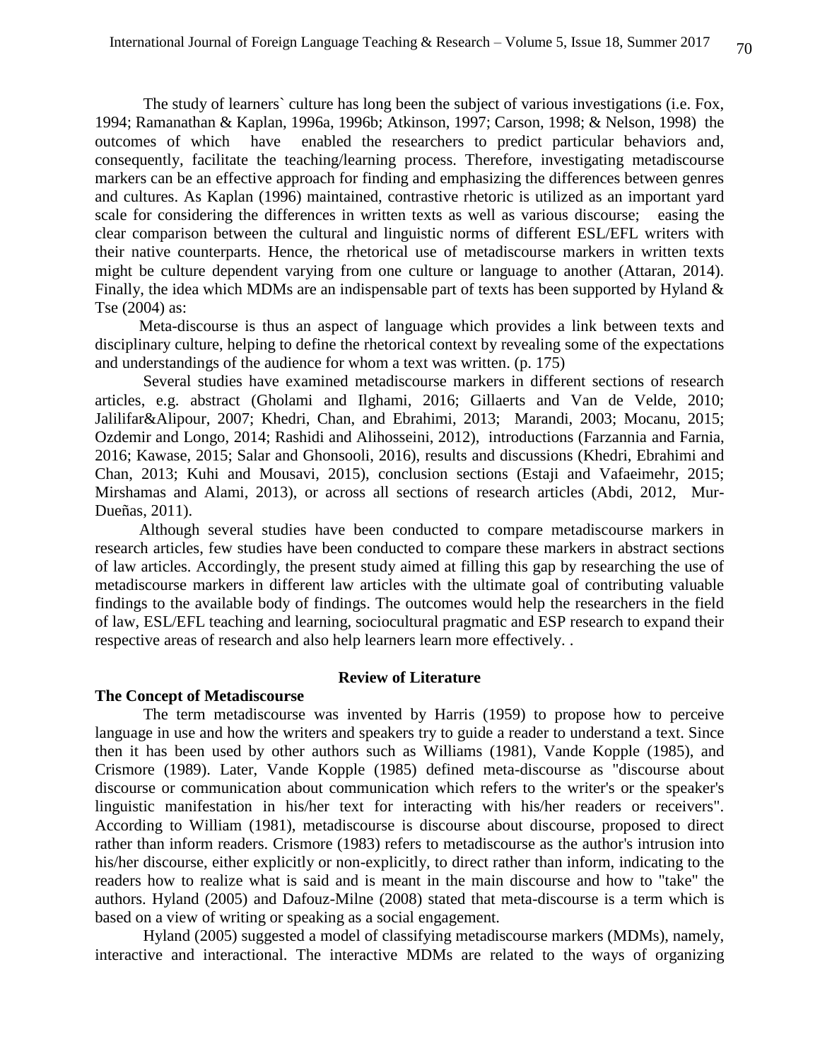The study of learners` culture has long been the subject of various investigations (i.e. Fox, 1994; Ramanathan & Kaplan, 1996a, 1996b; Atkinson, 1997; Carson, 1998; & Nelson, 1998) the outcomes of which have enabled the researchers to predict particular behaviors and, consequently, facilitate the teaching/learning process. Therefore, investigating metadiscourse markers can be an effective approach for finding and emphasizing the differences between genres and cultures. As Kaplan (1996) maintained, contrastive rhetoric is utilized as an important yard scale for considering the differences in written texts as well as various discourse; easing the clear comparison between the cultural and linguistic norms of different ESL/EFL writers with their native counterparts. Hence, the rhetorical use of metadiscourse markers in written texts might be culture dependent varying from one culture or language to another (Attaran, 2014). Finally, the idea which MDMs are an indispensable part of texts has been supported by Hyland & Tse (2004) as:

> Meta-discourse is thus an aspect of language which provides a link between texts and disciplinary culture, helping to define the rhetorical context by revealing some of the expectations and understandings of the audience for whom a text was written. (p. 175)

Several studies have examined metadiscourse markers in different sections of research articles, e.g. abstract (Gholami and Ilghami, 2016; Gillaerts and Van de Velde, 2010; Jalilifar&Alipour, 2007; Khedri, Chan, and Ebrahimi, 2013; Marandi, 2003; Mocanu, 2015; Ozdemir and Longo, 2014; Rashidi and Alihosseini, 2012), introductions (Farzannia and Farnia, 2016; Kawase, 2015; Salar and Ghonsooli, 2016), results and discussions (Khedri, Ebrahimi and Chan, 2013; Kuhi and Mousavi, 2015), conclusion sections (Estaji and Vafaeimehr, 2015; Mirshamas and Alami, 2013), or across all sections of research articles (Abdi, 2012, Mur-Dueñas, 2011).

Although several studies have been conducted to compare metadiscourse markers in research articles, few studies have been conducted to compare these markers in abstract sections of law articles. Accordingly, the present study aimed at filling this gap by researching the use of metadiscourse markers in different law articles with the ultimate goal of contributing valuable findings to the available body of findings. The outcomes would help the researchers in the field of law, ESL/EFL teaching and learning, sociocultural pragmatic and ESP research to expand their respective areas of research and also help learners learn more effectively. .

## Review of Literature

### The Concept of Metadiscourse

The term metadiscourse was invented by Harris (1959) to propose how to perceive language in use and how the writers and speakers try to guide a reader to understand a text. Since then it has been used by other authors such as Williams (1981), Vande Kopple (1985), and Crismore (1989). Later, Vande Kopple (1985) defined meta-discourse as "discourse about discourse or communication about communication which refers to the writer's or the speaker's linguistic manifestation in his/her text for interacting with his/her readers or receivers". According to William (1981), metadiscourse is discourse about discourse, proposed to direct rather than inform readers. Crismore (1983) refers to metadiscourse as the author's intrusion into his/her discourse, either explicitly or non-explicitly, to direct rather than inform, indicating to the readers how to realize what is said and is meant in the main discourse and how to "take" the authors. Hyland (2005) and Dafouz-Milne (2008) stated that meta-discourse is a term which is based on a view of writing or speaking as a social engagement.

Hyland (2005) suggested a model of classifying metadiscourse markers (MDMs), namely, interactive and interactional. The interactive MDMs are related to the ways of organizing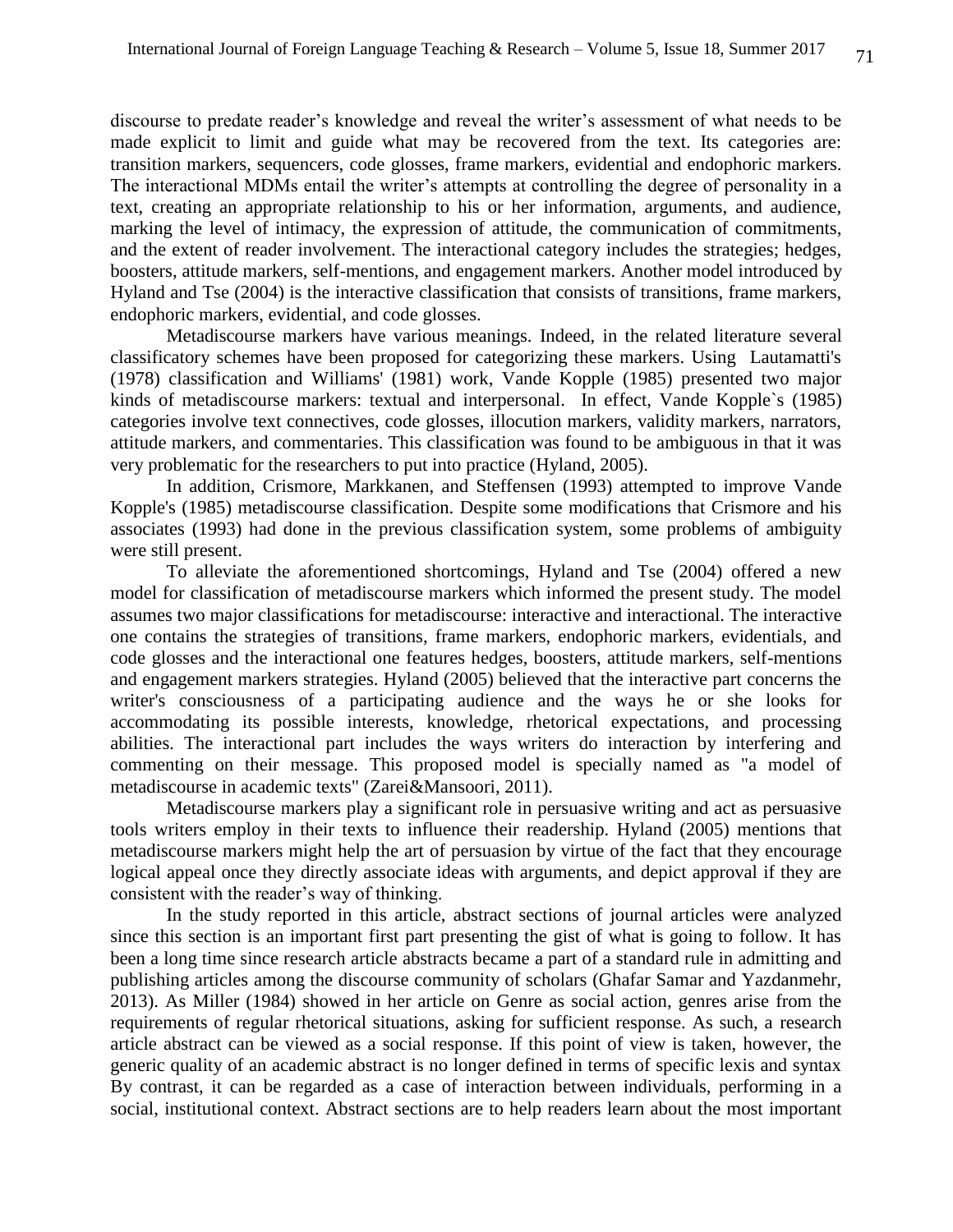discourse to predate reader's knowledge and reveal the writer's assessment of what needs to be made explicit to limit and guide what may be recovered from the text. Its categories are: transition markers, sequencers, code glosses, frame markers, evidential and endophoric markers. The interactional MDMs entail the writer's attempts at controlling the degree of personality in a text, creating an appropriate relationship to his or her information, arguments, and audience, marking the level of intimacy, the expression of attitude, the communication of commitments, and the extent of reader involvement. The interactional category includes the strategies; hedges, boosters, attitude markers, self-mentions, and engagement markers. Another model introduced by Hyland and Tse (2004) is the interactive classification that consists of transitions, frame markers, endophoric markers, evidential, and code glosses.

Metadiscourse markers have various meanings. Indeed, in the related literature several classificatory schemes have been proposed for categorizing these markers. Using Lautamatti's (1978) classification and Williams' (1981) work, Vande Kopple (1985) presented two major kinds of metadiscourse markers: textual and interpersonal. In effect, Vande Kopple`s (1985) categories involve text connectives, code glosses, illocution markers, validity markers, narrators, attitude markers, and commentaries. This classification was found to be ambiguous in that it was very problematic for the researchers to put into practice (Hyland, 2005).

In addition, Crismore, Markkanen, and Steffensen (1993) attempted to improve Vande Kopple's (1985) metadiscourse classification. Despite some modifications that Crismore and his associates (1993) had done in the previous classification system, some problems of ambiguity were still present.

To alleviate the aforementioned shortcomings, Hyland and Tse (2004) offered a new model for classification of metadiscourse markers which informed the present study. The model assumes two major classifications for metadiscourse: interactive and interactional. The interactive one contains the strategies of transitions, frame markers, endophoric markers, evidentials, and code glosses and the interactional one features hedges, boosters, attitude markers, self-mentions and engagement markers strategies. Hyland (2005) believed that the interactive part concerns the writer's consciousness of a participating audience and the ways he or she looks for accommodating its possible interests, knowledge, rhetorical expectations, and processing abilities. The interactional part includes the ways writers do interaction by interfering and commenting on their message. This proposed model is specially named as "a model of metadiscourse in academic texts" (Zarei&Mansoori, 2011).

Metadiscourse markers play a significant role in persuasive writing and act as persuasive tools writers employ in their texts to influence their readership. Hyland (2005) mentions that metadiscourse markers might help the art of persuasion by virtue of the fact that they encourage logical appeal once they directly associate ideas with arguments, and depict approval if they are consistent with the reader's way of thinking.

In the study reported in this article, abstract sections of journal articles were analyzed since this section is an important first part presenting the gist of what is going to follow. It has been a long time since research article abstracts became a part of a standard rule in admitting and publishing articles among the discourse community of scholars (Ghafar Samar and Yazdanmehr, 2013). As Miller (1984) showed in her article on Genre as social action, genres arise from the requirements of regular rhetorical situations, asking for sufficient response. As such, a research article abstract can be viewed as a social response. If this point of view is taken, however, the generic quality of an academic abstract is no longer defined in terms of specific lexis and syntax By contrast, it can be regarded as a case of interaction between individuals, performing in a social, institutional context. Abstract sections are to help readers learn about the most important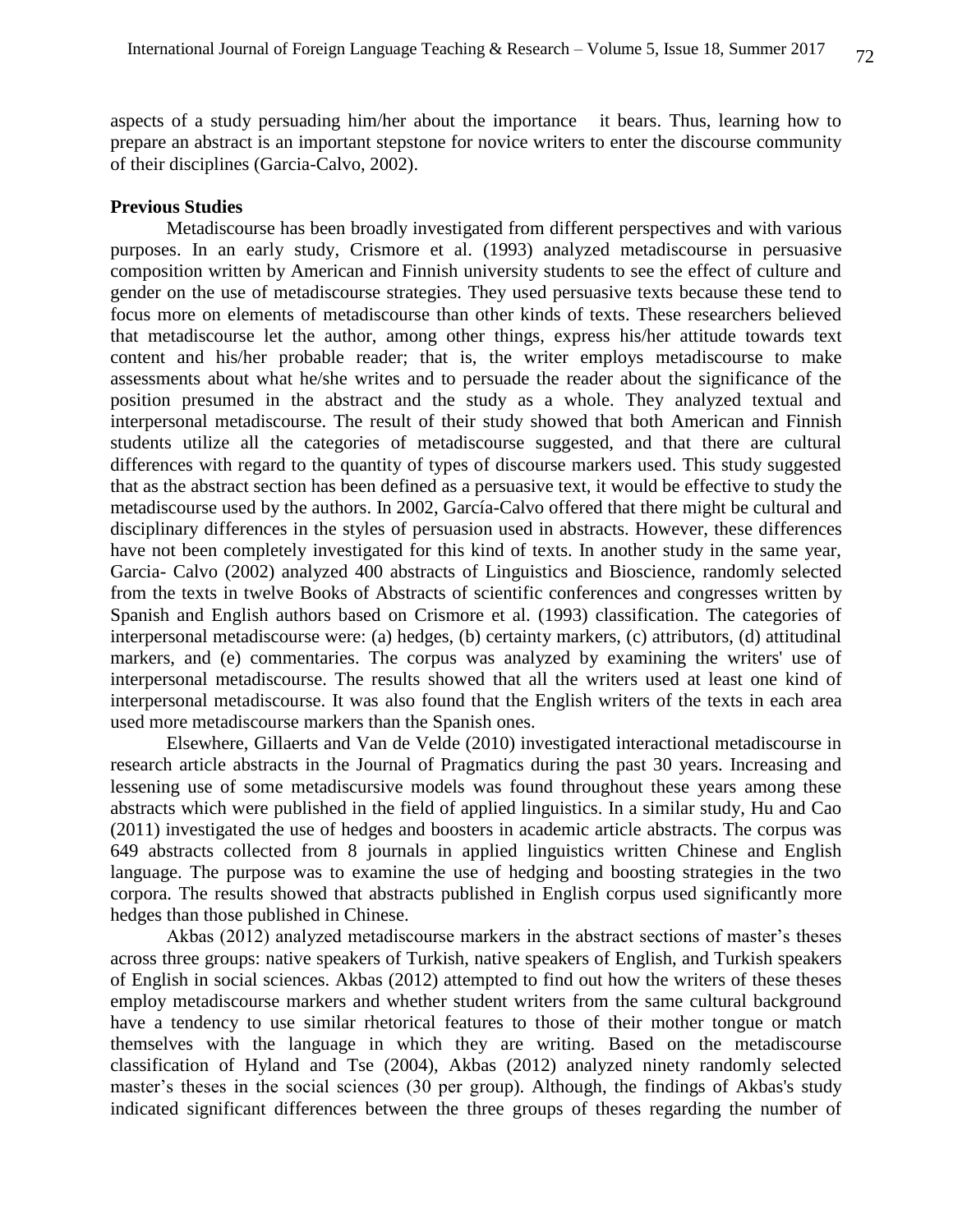aspects of a study persuading him/her about the importance it bears. Thus, learning how to prepare an abstract is an important stepstone for novice writers to enter the discourse community of their disciplines (Garcia-Calvo, 2002).

**Previous Studies**

Metadiscourse has been broadly investigated from different perspectives and with various purposes. In an early study, Crismore et al. (1993) analyzed metadiscourse in persuasive composition written by American and Finnish university students to see the effect of culture and gender on the use of metadiscourse strategies. They used persuasive texts because these tend to focus more on elements of metadiscourse than other kinds of texts. These researchers believed that metadiscourse let the author, among other things, express his/her attitude towards text content and his/her probable reader; that is, the writer employs metadiscourse to make assessments about what he/she writes and to persuade the reader about the significance of the position presumed in the abstract and the study as a whole. They analyzed textual and interpersonal metadiscourse. The result of their study showed that both American and Finnish students utilize all the categories of metadiscourse suggested, and that there are cultural differences with regard to the quantity of types of discourse markers used. This study suggested that as the abstract section has been defined as a persuasive text, it would be effective to study the metadiscourse used by the authors. In 2002, García-Calvo offered that there might be cultural and disciplinary differences in the styles of persuasion used in abstracts. However, these differences have not been completely investigated for this kind of texts. In another study in the same year, Garcia- Calvo (2002) analyzed 400 abstracts of Linguistics and Bioscience, randomly selected from the texts in twelve Books of Abstracts of scientific conferences and congresses written by Spanish and English authors based on Crismore et al. (1993) classification. The categories of interpersonal metadiscourse were: (a) hedges, (b) certainty markers, (c) attributors, (d) attitudinal markers, and (e) commentaries. The corpus was analyzed by examining the writers' use of interpersonal metadiscourse. The results showed that all the writers used at least one kind of interpersonal metadiscourse. It was also found that the English writers of the texts in each area used more metadiscourse markers than the Spanish ones.

Elsewhere, Gillaerts and Van de Velde (2010) investigated interactional metadiscourse in research article abstracts in the Journal of Pragmatics during the past 30 years. Increasing and lessening use of some metadiscursive models was found throughout these years among these abstracts which were published in the field of applied linguistics. In a similar study, Hu and Cao (2011) investigated the use of hedges and boosters in academic article abstracts. The corpus was 649 abstracts collected from 8 journals in applied linguistics written Chinese and English language. The purpose was to examine the use of hedging and boosting strategies in the two corpora. The results showed that abstracts published in English corpus used significantly more hedges than those published in Chinese.

Akbas (2012) analyzed metadiscourse markers in the abstract sections of master's theses across three groups: native speakers of Turkish, native speakers of English, and Turkish speakers of English in social sciences. Akbas (2012) attempted to find out how the writers of these theses employ metadiscourse markers and whether student writers from the same cultural background have a tendency to use similar rhetorical features to those of their mother tongue or match themselves with the language in which they are writing. Based on the metadiscourse classification of Hyland and Tse (2004), Akbas (2012) analyzed ninety randomly selected master's theses in the social sciences (30 per group). Although, the findings of Akbas's study indicated significant differences between the three groups of theses regarding the number of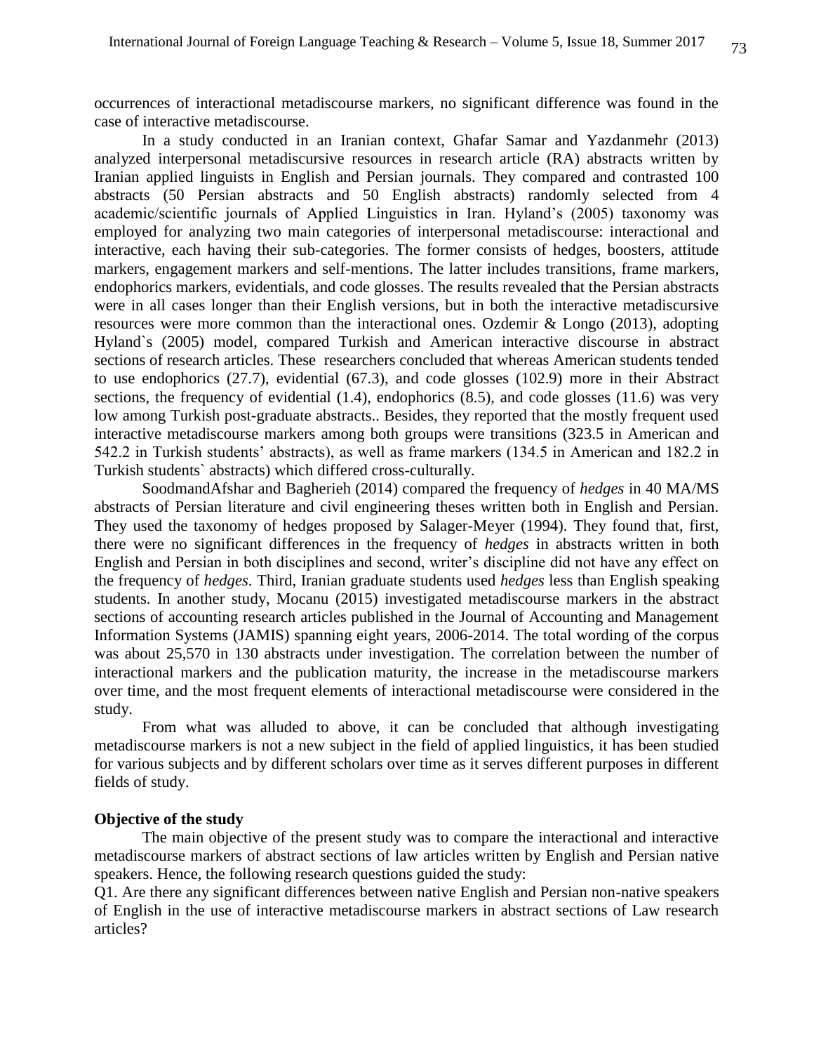occurrences of interactional metadiscourse markers, no significant difference was found in the case of interactive metadiscourse.

In a study conducted in an Iranian context, Ghafar Samar and Yazdanmehr (2013) analyzed interpersonal metadiscursive resources in research article (RA) abstracts written by Iranian applied linguists in English and Persian journals. They compared and contrasted 100 abstracts (50 Persian abstracts and 50 English abstracts) randomly selected from 4 academic/scientific journals of Applied Linguistics in Iran. Hyland's (2005) taxonomy was employed for analyzing two main categories of interpersonal metadiscourse: interactional and interactive, each having their sub-categories. The former consists of hedges, boosters, attitude markers, engagement markers and self-mentions. The latter includes transitions, frame markers, endophorics markers, evidentials, and code glosses. The results revealed that the Persian abstracts were in all cases longer than their English versions, but in both the interactive metadiscursive resources were more common than the interactional ones. Ozdemir & Longo (2013), adopting Hyland`s (2005) model, compared Turkish and American interactive discourse in abstract sections of research articles. These researchers concluded that whereas American students tended to use endophorics (27.7), evidential (67.3), and code glosses (102.9) more in their Abstract sections, the frequency of evidential (1.4), endophorics (8.5), and code glosses (11.6) was very low among Turkish post-graduate abstracts.. Besides, they reported that the mostly frequent used interactive metadiscourse markers among both groups were transitions (323.5 in American and 542.2 in Turkish students' abstracts), as well as frame markers (134.5 in American and 182.2 in Turkish students` abstracts) which differed cross-culturally.

SoodmandAfshar and Bagherieh (2014) compared the frequency of *hedges* in 40 MA/MS abstracts of Persian literature and civil engineering theses written both in English and Persian. They used the taxonomy of hedges proposed by Salager-Meyer (1994). They found that, first, there were no significant differences in the frequency of *hedges* in abstracts written in both English and Persian in both disciplines and second, writer's discipline did not have any effect on the frequency of *hedges*. Third, Iranian graduate students used *hedges* less than English speaking students. In another study, Mocanu (2015) investigated metadiscourse markers in the abstract sections of accounting research articles published in the Journal of Accounting and Management Information Systems (JAMIS) spanning eight years, 2006-2014. The total wording of the corpus was about 25,570 in 130 abstracts under investigation. The correlation between the number of interactional markers and the publication maturity, the increase in the metadiscourse markers over time, and the most frequent elements of interactional metadiscourse were considered in the study.

From what was alluded to above, it can be concluded that although investigating metadiscourse markers is not a new subject in the field of applied linguistics, it has been studied for various subjects and by different scholars over time as it serves different purposes in different fields of study.

**Objective of the study**

The main objective of the present study was to compare the interactional and interactive metadiscourse markers of abstract sections of law articles written by English and Persian native speakers. Hence, the following research questions guided the study:

Q1. Are there any significant differences between native English and Persian non-native speakers of English in the use of interactive metadiscourse markers in abstract sections of Law research articles?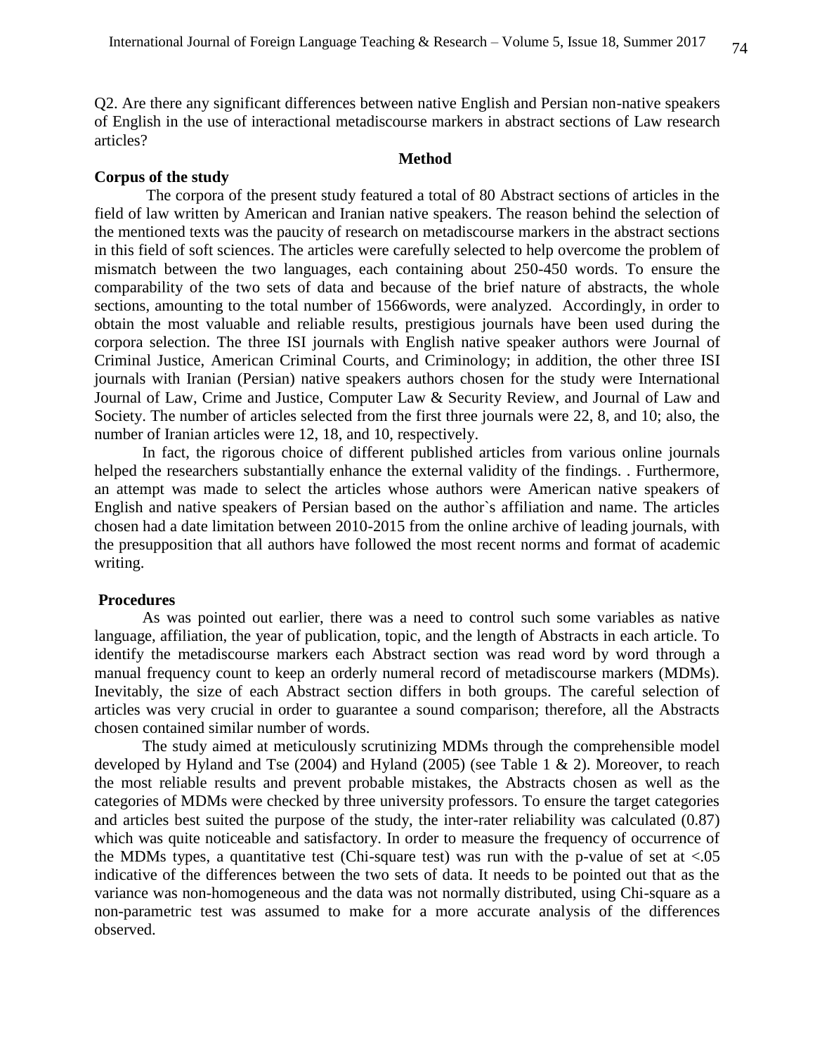Q2. Are there any significant differences between native English and Persian non-native speakers of English in the use of interactional metadiscourse markers in abstract sections of Law research articles?

## Method

### Corpus of the study

The corpora of the present study featured a total of 80 Abstract sections of articles in the field of law written by American and Iranian native speakers. The reason behind the selection of the mentioned texts was the paucity of research on metadiscourse markers in the abstract sections in this field of soft sciences. The articles were carefully selected to help overcome the problem of mismatch between the two languages, each containing about 250-450 words. To ensure the comparability of the two sets of data and because of the brief nature of abstracts, the whole sections, amounting to the total number of 1566words, were analyzed. Accordingly, in order to obtain the most valuable and reliable results, prestigious journals have been used during the corpora selection. The three ISI journals with English native speaker authors were Journal of Criminal Justice, American Criminal Courts, and Criminology; in addition, the other three ISI journals with Iranian (Persian) native speakers authors chosen for the study were International Journal of Law, Crime and Justice, Computer Law & Security Review, and Journal of Law and Society. The number of articles selected from the first three journals were 22, 8, and 10; also, the number of Iranian articles were 12, 18, and 10, respectively.

In fact, the rigorous choice of different published articles from various online journals helped the researchers substantially enhance the external validity of the findings. . Furthermore, an attempt was made to select the articles whose authors were American native speakers of English and native speakers of Persian based on the author`s affiliation and name. The articles chosen had a date limitation between 2010-2015 from the online archive of leading journals, with the presupposition that all authors have followed the most recent norms and format of academic writing.

### Procedures

As was pointed out earlier, there was a need to control such some variables as native language, affiliation, the year of publication, topic, and the length of Abstracts in each article. To identify the metadiscourse markers each Abstract section was read word by word through a manual frequency count to keep an orderly numeral record of metadiscourse markers (MDMs). Inevitably, the size of each Abstract section differs in both groups. The careful selection of articles was very crucial in order to guarantee a sound comparison; therefore, all the Abstracts chosen contained similar number of words.

The study aimed at meticulously scrutinizing MDMs through the comprehensible model developed by Hyland and Tse (2004) and Hyland (2005) (see Table 1 & 2). Moreover, to reach the most reliable results and prevent probable mistakes, the Abstracts chosen as well as the categories of MDMs were checked by three university professors. To ensure the target categories and articles best suited the purpose of the study, the inter-rater reliability was calculated (0.87) which was quite noticeable and satisfactory. In order to measure the frequency of occurrence of the MDMs types, a quantitative test (Chi-square test) was run with the p-value of set at $<.05$ indicative of the differences between the two sets of data. It needs to be pointed out that as the variance was non-homogeneous and the data was not normally distributed, using Chi-square as a non-parametric test was assumed to make for a more accurate analysis of the differences observed.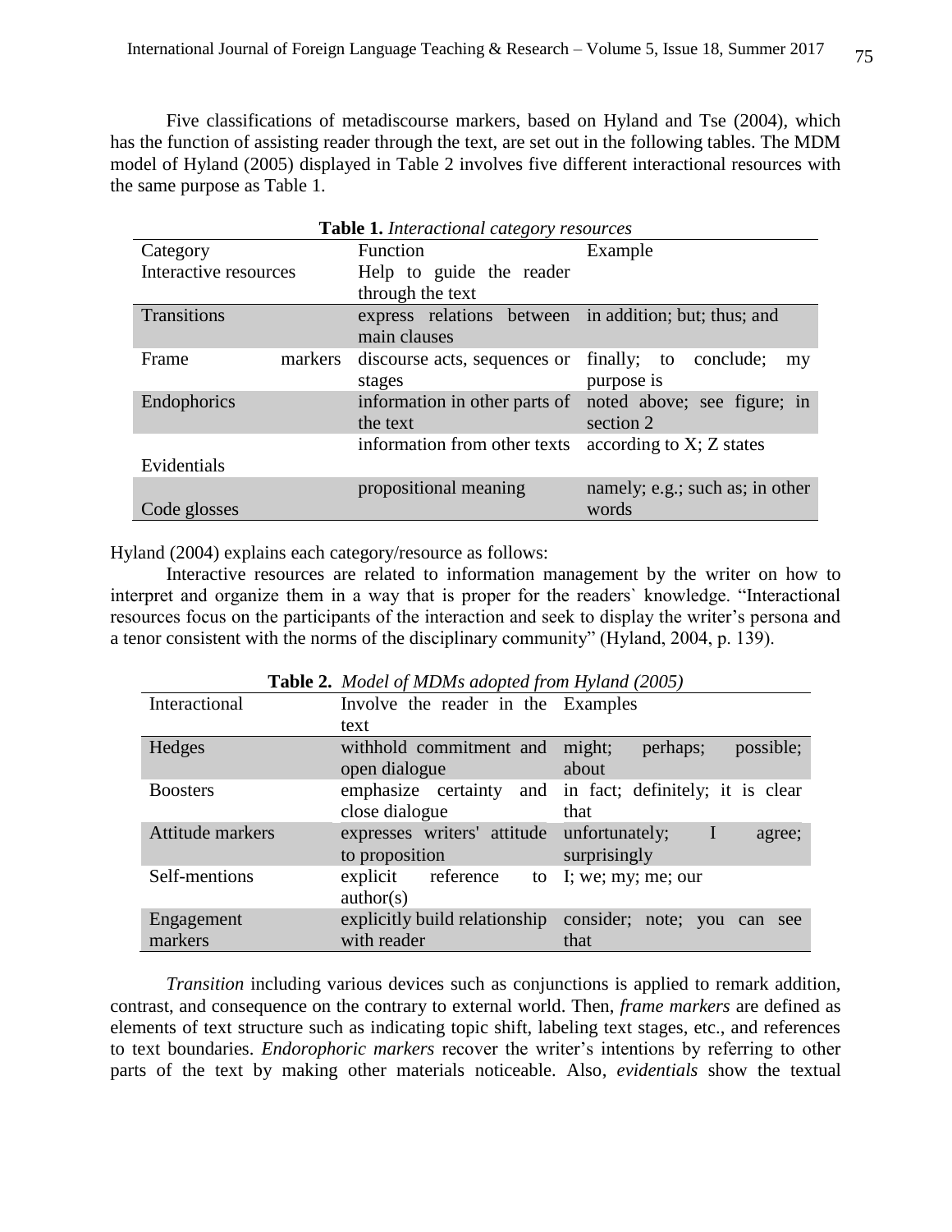Five classifications of metadiscourse markers, based on Hyland and Tse (2004), which has the function of assisting reader through the text, are set out in the following tables. The MDM model of Hyland (2005) displayed in Table 2 involves five different interactional resources with the same purpose as Table 1.

**Table 1.** *Interactional category resources*

| Category | Function | Example |
|---|---|---|
| Interactive resources | Help to guide the reader through the text | |
| Transitions | express relations between main clauses | in addition; but; thus; and |
| Frame markers | discourse acts, sequences or stages | finally; to conclude; my purpose is |
| Endophorics | information in other parts of the text | noted above; see figure; in section 2 |
| Evidentials | information from other texts | according to X; Z states |
| Code glosses | propositional meaning | namely; e.g.; such as; in other words |

Hyland (2004) explains each category/resource as follows:

Interactive resources are related to information management by the writer on how to interpret and organize them in a way that is proper for the readers` knowledge. "Interactional resources focus on the participants of the interaction and seek to display the writer's persona and a tenor consistent with the norms of the disciplinary community" (Hyland, 2004, p. 139).

**Table 2.** *Model of MDMs adopted from Hyland (2005)*

| Interactional | Involve the reader in the text | Examples |
|---|---|---|
| Hedges | withhold commitment and open dialogue | might; perhaps; possible; about |
| Boosters | emphasize certainty and close dialogue | in fact; definitely; it is clear that |
| Attitude markers | expresses writers' attitude to proposition | unfortunately; I agree; surprisingly |
| Self-mentions | explicit reference to author(s) | I; we; my; me; our |
| Engagement markers | explicitly build relationship with reader | consider; note; you can see that |

*Transition* including various devices such as conjunctions is applied to remark addition, contrast, and consequence on the contrary to external world. Then, *frame markers* are defined as elements of text structure such as indicating topic shift, labeling text stages, etc., and references to text boundaries. *Endorophoric markers* recover the writer's intentions by referring to other parts of the text by making other materials noticeable. Also, *evidentials* show the textual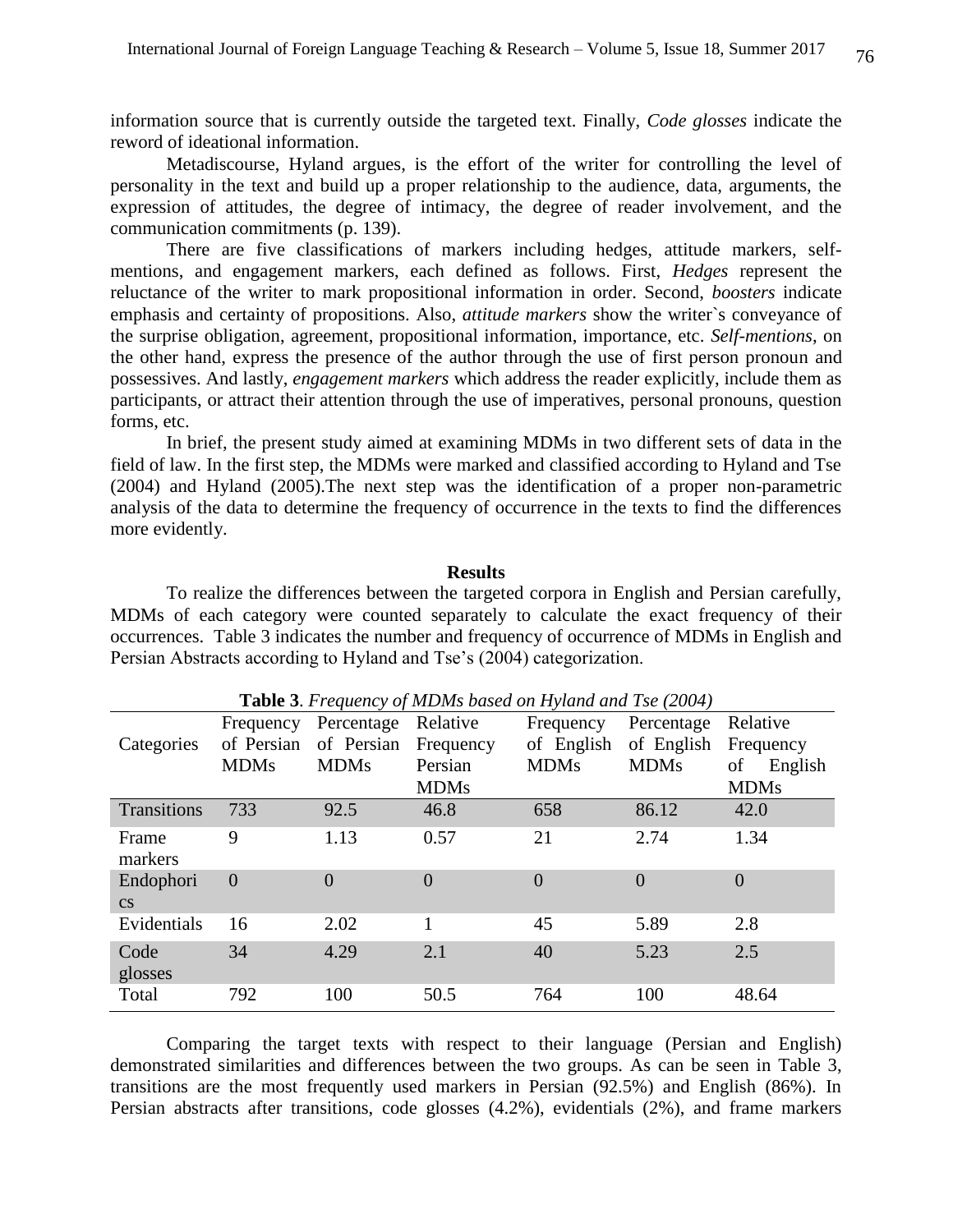information source that is currently outside the targeted text. Finally, *Code glosses* indicate the reword of ideational information.

Metadiscourse, Hyland argues, is the effort of the writer for controlling the level of personality in the text and build up a proper relationship to the audience, data, arguments, the expression of attitudes, the degree of intimacy, the degree of reader involvement, and the communication commitments (p. 139).

There are five classifications of markers including hedges, attitude markers, self-mentions, and engagement markers, each defined as follows. First, *Hedges* represent the reluctance of the writer to mark propositional information in order. Second, *boosters* indicate emphasis and certainty of propositions. Also, *attitude markers* show the writer`s conveyance of the surprise obligation, agreement, propositional information, importance, etc. *Self-mentions*, on the other hand, express the presence of the author through the use of first person pronoun and possessives. And lastly, *engagement markers* which address the reader explicitly, include them as participants, or attract their attention through the use of imperatives, personal pronouns, question forms, etc.

In brief, the present study aimed at examining MDMs in two different sets of data in the field of law. In the first step, the MDMs were marked and classified according to Hyland and Tse (2004) and Hyland (2005).The next step was the identification of a proper non-parametric analysis of the data to determine the frequency of occurrence in the texts to find the differences more evidently.

## Results

To realize the differences between the targeted corpora in English and Persian carefully, MDMs of each category were counted separately to calculate the exact frequency of their occurrences. Table 3 indicates the number and frequency of occurrence of MDMs in English and Persian Abstracts according to Hyland and Tse's (2004) categorization.

**Table 3**. *Frequency of MDMs based on Hyland and Tse (2004)*

| Categories | Frequency of Persian MDMs | Percentage of Persian MDMs | Relative Frequency Persian MDMs | Frequency of English MDMs | Percentage of English MDMs | Relative Frequency of English MDMs |
|---|---|---|---|---|---|---|
| Transitions | 733 | 92.5 | 46.8 | 658 | 86.12 | 42.0 |
| Frame markers | 9 | 1.13 | 0.57 | 21 | 2.74 | 1.34 |
| Endophorics | 0 | 0 | 0 | 0 | 0 | 0 |
| Evidentials | 16 | 2.02 | 1 | 45 | 5.89 | 2.8 |
| Code glosses | 34 | 4.29 | 2.1 | 40 | 5.23 | 2.5 |
| Total | 792 | 100 | 50.5 | 764 | 100 | 48.64 |

Comparing the target texts with respect to their language (Persian and English) demonstrated similarities and differences between the two groups. As can be seen in Table 3, transitions are the most frequently used markers in Persian (92.5%) and English (86%). In Persian abstracts after transitions, code glosses (4.2%), evidentials (2%), and frame markers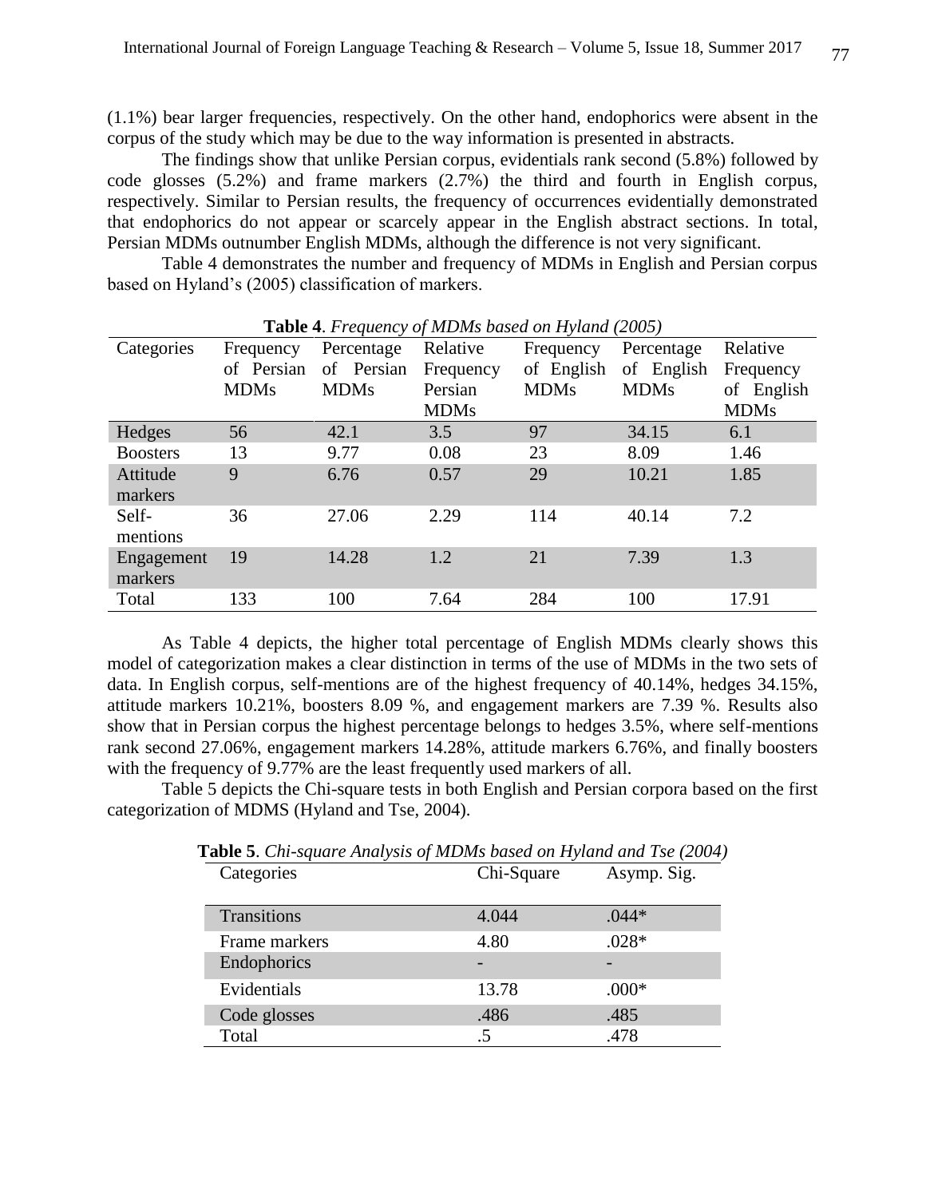(1.1%) bear larger frequencies, respectively. On the other hand, endophorics were absent in the corpus of the study which may be due to the way information is presented in abstracts.

The findings show that unlike Persian corpus, evidentials rank second (5.8%) followed by code glosses (5.2%) and frame markers (2.7%) the third and fourth in English corpus, respectively. Similar to Persian results, the frequency of occurrences evidentially demonstrated that endophorics do not appear or scarcely appear in the English abstract sections. In total, Persian MDMs outnumber English MDMs, although the difference is not very significant.

Table 4 demonstrates the number and frequency of MDMs in English and Persian corpus based on Hyland's (2005) classification of markers.

**Table 4**. *Frequency of MDMs based on Hyland (2005)*

| Categories | Frequency of Persian MDMs | Percentage of Persian MDMs | Relative Frequency Persian MDMs | Frequency of English MDMs | Percentage of English MDMs | Relative Frequency of English MDMs |
|---|---|---|---|---|---|---|
| Hedges | 56 | 42.1 | 3.5 | 97 | 34.15 | 6.1 |
| Boosters | 13 | 9.77 | 0.08 | 23 | 8.09 | 1.46 |
| Attitude markers | 9 | 6.76 | 0.57 | 29 | 10.21 | 1.85 |
| Self-mentions | 36 | 27.06 | 2.29 | 114 | 40.14 | 7.2 |
| Engagement markers | 19 | 14.28 | 1.2 | 21 | 7.39 | 1.3 |
| Total | 133 | 100 | 7.64 | 284 | 100 | 17.91 |

As Table 4 depicts, the higher total percentage of English MDMs clearly shows this model of categorization makes a clear distinction in terms of the use of MDMs in the two sets of data. In English corpus, self-mentions are of the highest frequency of 40.14%, hedges 34.15%, attitude markers 10.21%, boosters 8.09 %, and engagement markers are 7.39 %. Results also show that in Persian corpus the highest percentage belongs to hedges 3.5%, where self-mentions rank second 27.06%, engagement markers 14.28%, attitude markers 6.76%, and finally boosters with the frequency of 9.77% are the least frequently used markers of all.

Table 5 depicts the Chi-square tests in both English and Persian corpora based on the first categorization of MDMS (Hyland and Tse, 2004).

**Table 5**. *Chi-square Analysis of MDMs based on Hyland and Tse (2004)*

| Categories | Chi-Square | Asymp. Sig. |
|---|---|---|
| Transitions | 4.044 | .044* |
| Frame markers | 4.80 | .028* |
| Endophorics | - | - |
| Evidentials | 13.78 | .000* |
| Code glosses | .486 | .485 |
| Total | .5 | .478 |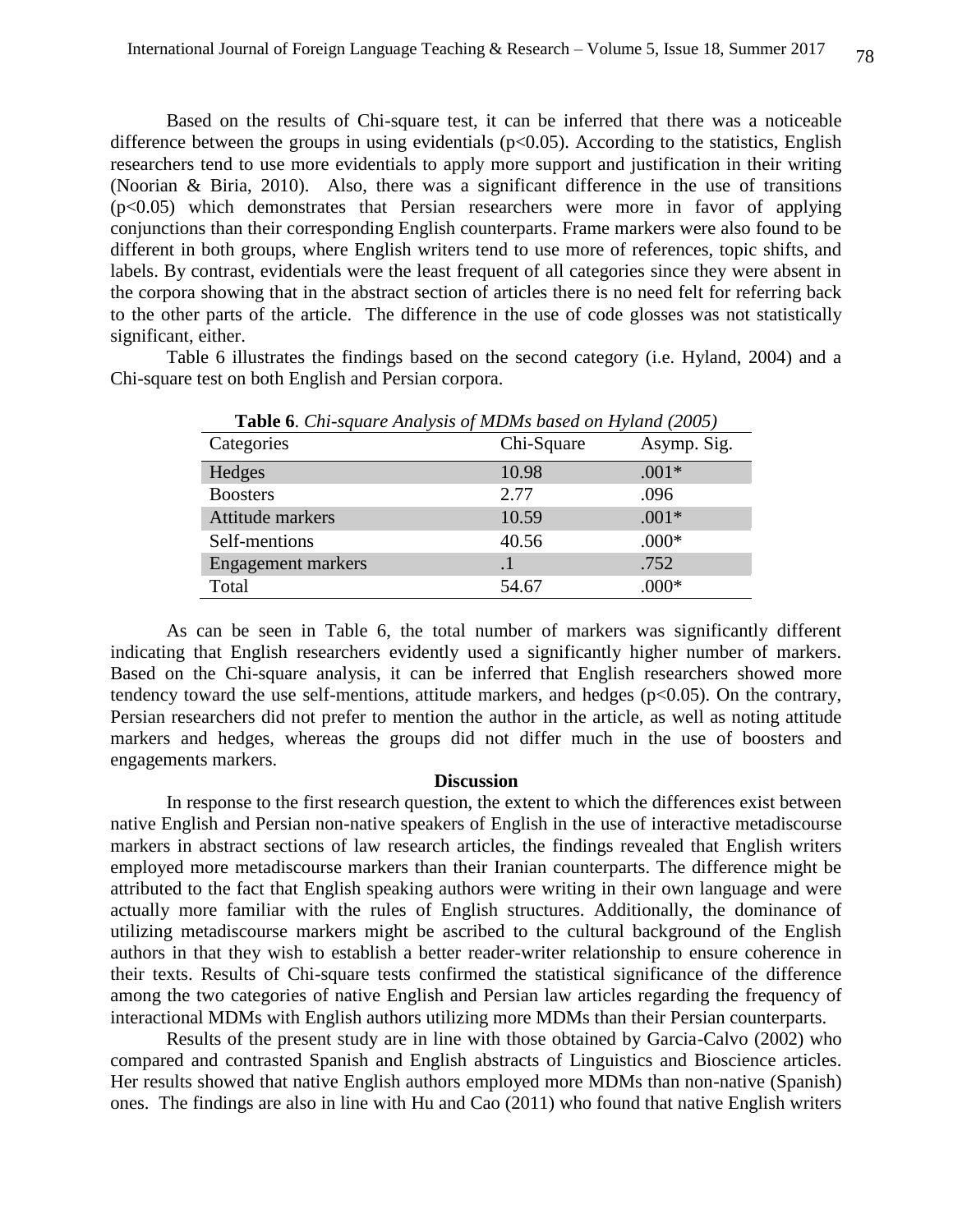Based on the results of Chi-square test, it can be inferred that there was a noticeable difference between the groups in using evidentials ($p<0.05$). According to the statistics, English researchers tend to use more evidentials to apply more support and justification in their writing (Noorian & Biria, 2010). Also, there was a significant difference in the use of transitions ($p<0.05$) which demonstrates that Persian researchers were more in favor of applying conjunctions than their corresponding English counterparts. Frame markers were also found to be different in both groups, where English writers tend to use more of references, topic shifts, and labels. By contrast, evidentials were the least frequent of all categories since they were absent in the corpora showing that in the abstract section of articles there is no need felt for referring back to the other parts of the article. The difference in the use of code glosses was not statistically significant, either.

Table 6 illustrates the findings based on the second category (i.e. Hyland, 2004) and a Chi-square test on both English and Persian corpora.

**Table 6**. *Chi-square Analysis of MDMs based on Hyland (2005)*

| Categories | Chi-Square | Asymp. Sig. |
|---|---|---|
| Hedges | 10.98 | .001* |
| Boosters | 2.77 | .096 |
| Attitude markers | 10.59 | .001* |
| Self-mentions | 40.56 | .000* |
| Engagement markers | .1 | .752 |
| Total | 54.67 | .000* |

As can be seen in Table 6, the total number of markers was significantly different indicating that English researchers evidently used a significantly higher number of markers. Based on the Chi-square analysis, it can be inferred that English researchers showed more tendency toward the use self-mentions, attitude markers, and hedges ($p<0.05$). On the contrary, Persian researchers did not prefer to mention the author in the article, as well as noting attitude markers and hedges, whereas the groups did not differ much in the use of boosters and engagements markers.

## Discussion

In response to the first research question, the extent to which the differences exist between native English and Persian non-native speakers of English in the use of interactive metadiscourse markers in abstract sections of law research articles, the findings revealed that English writers employed more metadiscourse markers than their Iranian counterparts. The difference might be attributed to the fact that English speaking authors were writing in their own language and were actually more familiar with the rules of English structures. Additionally, the dominance of utilizing metadiscourse markers might be ascribed to the cultural background of the English authors in that they wish to establish a better reader-writer relationship to ensure coherence in their texts. Results of Chi-square tests confirmed the statistical significance of the difference among the two categories of native English and Persian law articles regarding the frequency of interactional MDMs with English authors utilizing more MDMs than their Persian counterparts.

Results of the present study are in line with those obtained by Garcia-Calvo (2002) who compared and contrasted Spanish and English abstracts of Linguistics and Bioscience articles. Her results showed that native English authors employed more MDMs than non-native (Spanish) ones. The findings are also in line with Hu and Cao (2011) who found that native English writers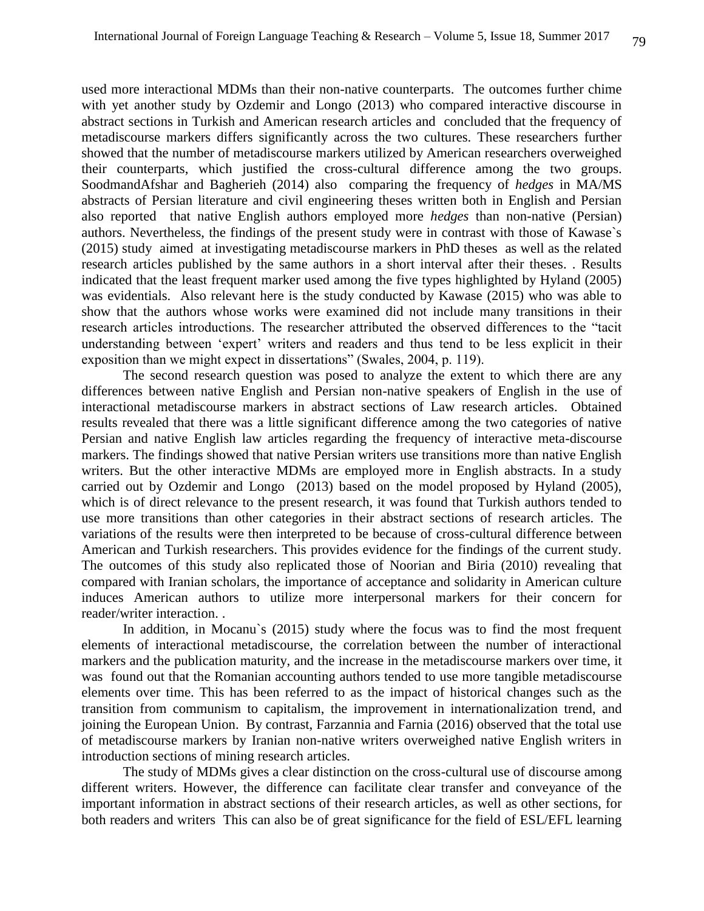used more interactional MDMs than their non-native counterparts. The outcomes further chime with yet another study by Ozdemir and Longo (2013) who compared interactive discourse in abstract sections in Turkish and American research articles and concluded that the frequency of metadiscourse markers differs significantly across the two cultures. These researchers further showed that the number of metadiscourse markers utilized by American researchers overweighed their counterparts, which justified the cross-cultural difference among the two groups. SoodmandAfshar and Bagherieh (2014) also comparing the frequency of *hedges* in MA/MS abstracts of Persian literature and civil engineering theses written both in English and Persian also reported that native English authors employed more *hedges* than non-native (Persian) authors. Nevertheless, the findings of the present study were in contrast with those of Kawase`s (2015) study aimed at investigating metadiscourse markers in PhD theses as well as the related research articles published by the same authors in a short interval after their theses. . Results indicated that the least frequent marker used among the five types highlighted by Hyland (2005) was evidentials. Also relevant here is the study conducted by Kawase (2015) who was able to show that the authors whose works were examined did not include many transitions in their research articles introductions. The researcher attributed the observed differences to the "tacit understanding between 'expert' writers and readers and thus tend to be less explicit in their exposition than we might expect in dissertations" (Swales, 2004, p. 119).

The second research question was posed to analyze the extent to which there are any differences between native English and Persian non-native speakers of English in the use of interactional metadiscourse markers in abstract sections of Law research articles. Obtained results revealed that there was a little significant difference among the two categories of native Persian and native English law articles regarding the frequency of interactive meta-discourse markers. The findings showed that native Persian writers use transitions more than native English writers. But the other interactive MDMs are employed more in English abstracts. In a study carried out by Ozdemir and Longo (2013) based on the model proposed by Hyland (2005), which is of direct relevance to the present research, it was found that Turkish authors tended to use more transitions than other categories in their abstract sections of research articles. The variations of the results were then interpreted to be because of cross-cultural difference between American and Turkish researchers. This provides evidence for the findings of the current study. The outcomes of this study also replicated those of Noorian and Biria (2010) revealing that compared with Iranian scholars, the importance of acceptance and solidarity in American culture induces American authors to utilize more interpersonal markers for their concern for reader/writer interaction. .

In addition, in Mocanu`s (2015) study where the focus was to find the most frequent elements of interactional metadiscourse, the correlation between the number of interactional markers and the publication maturity, and the increase in the metadiscourse markers over time, it was found out that the Romanian accounting authors tended to use more tangible metadiscourse elements over time. This has been referred to as the impact of historical changes such as the transition from communism to capitalism, the improvement in internationalization trend, and joining the European Union. By contrast, Farzannia and Farnia (2016) observed that the total use of metadiscourse markers by Iranian non-native writers overweighed native English writers in introduction sections of mining research articles.

The study of MDMs gives a clear distinction on the cross-cultural use of discourse among different writers. However, the difference can facilitate clear transfer and conveyance of the important information in abstract sections of their research articles, as well as other sections, for both readers and writers This can also be of great significance for the field of ESL/EFL learning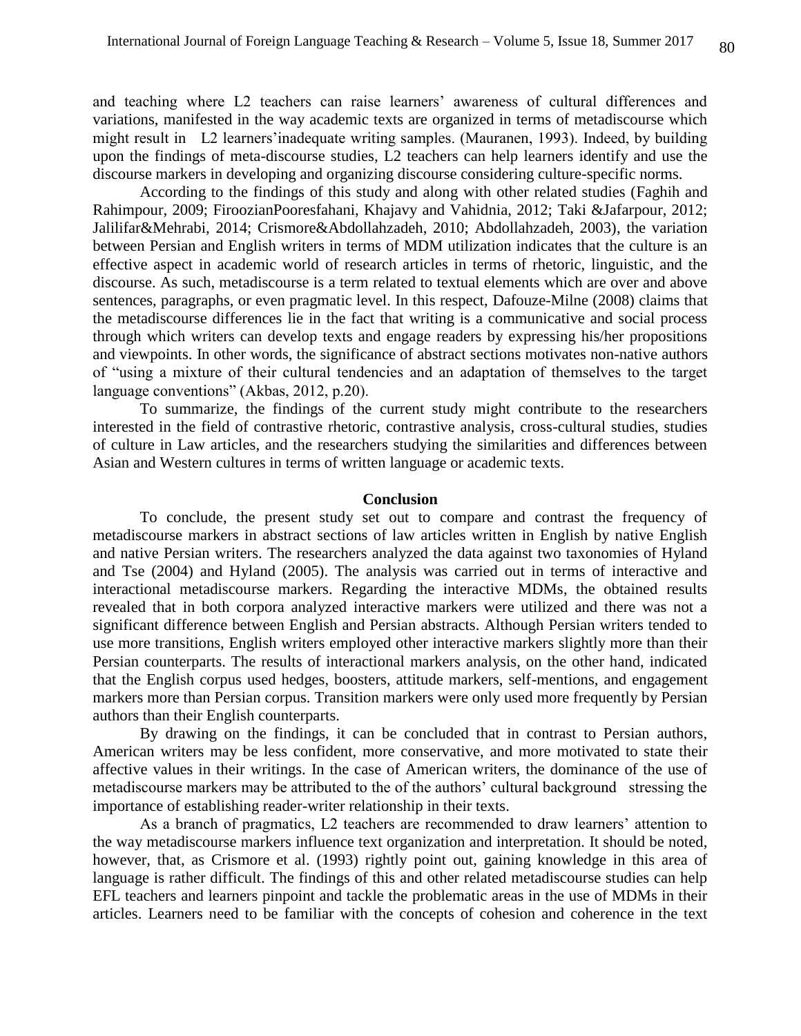and teaching where L2 teachers can raise learners' awareness of cultural differences and variations, manifested in the way academic texts are organized in terms of metadiscourse which might result in L2 learners'inadequate writing samples. (Mauranen, 1993). Indeed, by building upon the findings of meta-discourse studies, L2 teachers can help learners identify and use the discourse markers in developing and organizing discourse considering culture-specific norms.

According to the findings of this study and along with other related studies (Faghih and Rahimpour, 2009; FiroozianPooresfahani, Khajavy and Vahidnia, 2012; Taki &Jafarpour, 2012; Jalilifar&Mehrabi, 2014; Crismore&Abdollahzadeh, 2010; Abdollahzadeh, 2003), the variation between Persian and English writers in terms of MDM utilization indicates that the culture is an effective aspect in academic world of research articles in terms of rhetoric, linguistic, and the discourse. As such, metadiscourse is a term related to textual elements which are over and above sentences, paragraphs, or even pragmatic level. In this respect, Dafouze-Milne (2008) claims that the metadiscourse differences lie in the fact that writing is a communicative and social process through which writers can develop texts and engage readers by expressing his/her propositions and viewpoints. In other words, the significance of abstract sections motivates non-native authors of "using a mixture of their cultural tendencies and an adaptation of themselves to the target language conventions" (Akbas, 2012, p.20).

To summarize, the findings of the current study might contribute to the researchers interested in the field of contrastive rhetoric, contrastive analysis, cross-cultural studies, studies of culture in Law articles, and the researchers studying the similarities and differences between Asian and Western cultures in terms of written language or academic texts.

## Conclusion

To conclude, the present study set out to compare and contrast the frequency of metadiscourse markers in abstract sections of law articles written in English by native English and native Persian writers. The researchers analyzed the data against two taxonomies of Hyland and Tse (2004) and Hyland (2005). The analysis was carried out in terms of interactive and interactional metadiscourse markers. Regarding the interactive MDMs, the obtained results revealed that in both corpora analyzed interactive markers were utilized and there was not a significant difference between English and Persian abstracts. Although Persian writers tended to use more transitions, English writers employed other interactive markers slightly more than their Persian counterparts. The results of interactional markers analysis, on the other hand, indicated that the English corpus used hedges, boosters, attitude markers, self-mentions, and engagement markers more than Persian corpus. Transition markers were only used more frequently by Persian authors than their English counterparts.

By drawing on the findings, it can be concluded that in contrast to Persian authors, American writers may be less confident, more conservative, and more motivated to state their affective values in their writings. In the case of American writers, the dominance of the use of metadiscourse markers may be attributed to the of the authors' cultural background stressing the importance of establishing reader-writer relationship in their texts.

As a branch of pragmatics, L2 teachers are recommended to draw learners' attention to the way metadiscourse markers influence text organization and interpretation. It should be noted, however, that, as Crismore et al. (1993) rightly point out, gaining knowledge in this area of language is rather difficult. The findings of this and other related metadiscourse studies can help EFL teachers and learners pinpoint and tackle the problematic areas in the use of MDMs in their articles. Learners need to be familiar with the concepts of cohesion and coherence in the text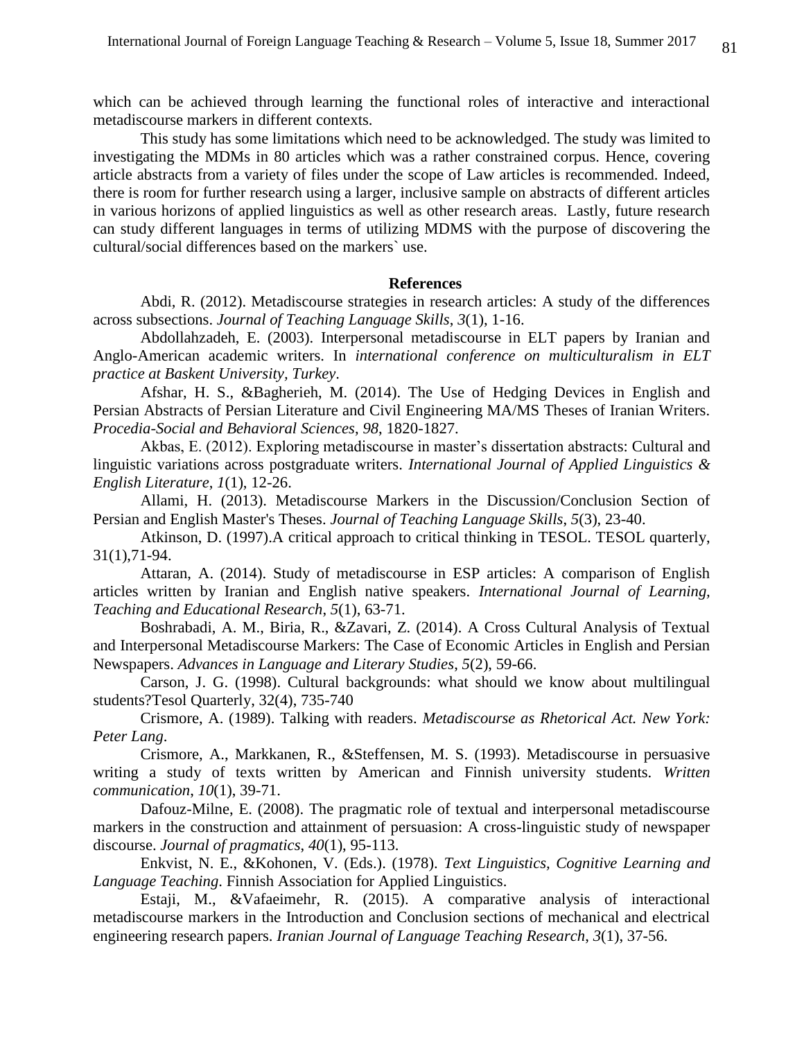which can be achieved through learning the functional roles of interactive and interactional metadiscourse markers in different contexts.

This study has some limitations which need to be acknowledged. The study was limited to investigating the MDMs in 80 articles which was a rather constrained corpus. Hence, covering article abstracts from a variety of files under the scope of Law articles is recommended. Indeed, there is room for further research using a larger, inclusive sample on abstracts of different articles in various horizons of applied linguistics as well as other research areas. Lastly, future research can study different languages in terms of utilizing MDMS with the purpose of discovering the cultural/social differences based on the markers` use.

## References

Abdi, R. (2012). Metadiscourse strategies in research articles: A study of the differences across subsections. *Journal of Teaching Language Skills*, *3*(1), 1-16.

Abdollahzadeh, E. (2003). Interpersonal metadiscourse in ELT papers by Iranian and Anglo-American academic writers. In *international conference on multiculturalism in ELT practice at Baskent University, Turkey*.

Afshar, H. S., &Bagherieh, M. (2014). The Use of Hedging Devices in English and Persian Abstracts of Persian Literature and Civil Engineering MA/MS Theses of Iranian Writers. *Procedia-Social and Behavioral Sciences*, *98*, 1820-1827.

Akbas, E. (2012). Exploring metadiscourse in master's dissertation abstracts: Cultural and linguistic variations across postgraduate writers. *International Journal of Applied Linguistics & English Literature*, *1*(1), 12-26.

Allami, H. (2013). Metadiscourse Markers in the Discussion/Conclusion Section of Persian and English Master's Theses. *Journal of Teaching Language Skills*, *5*(3), 23-40.

Atkinson, D. (1997).A critical approach to critical thinking in TESOL. TESOL quarterly, 31(1),71-94.

Attaran, A. (2014). Study of metadiscourse in ESP articles: A comparison of English articles written by Iranian and English native speakers. *International Journal of Learning, Teaching and Educational Research*, *5*(1), 63-71.

Boshrabadi, A. M., Biria, R., &Zavari, Z. (2014). A Cross Cultural Analysis of Textual and Interpersonal Metadiscourse Markers: The Case of Economic Articles in English and Persian Newspapers. *Advances in Language and Literary Studies*, *5*(2), 59-66.

Carson, J. G. (1998). Cultural backgrounds: what should we know about multilingual students?Tesol Quarterly, 32(4), 735-740

Crismore, A. (1989). Talking with readers. *Metadiscourse as Rhetorical Act. New York: Peter Lang*.

Crismore, A., Markkanen, R., &Steffensen, M. S. (1993). Metadiscourse in persuasive writing a study of texts written by American and Finnish university students. *Written communication*, *10*(1), 39-71.

Dafouz-Milne, E. (2008). The pragmatic role of textual and interpersonal metadiscourse markers in the construction and attainment of persuasion: A cross-linguistic study of newspaper discourse. *Journal of pragmatics*, *40*(1), 95-113.

Enkvist, N. E., &Kohonen, V. (Eds.). (1978). *Text Linguistics, Cognitive Learning and Language Teaching*. Finnish Association for Applied Linguistics.

Estaji, M., &Vafaeimehr, R. (2015). A comparative analysis of interactional metadiscourse markers in the Introduction and Conclusion sections of mechanical and electrical engineering research papers. *Iranian Journal of Language Teaching Research*, *3*(1), 37-56.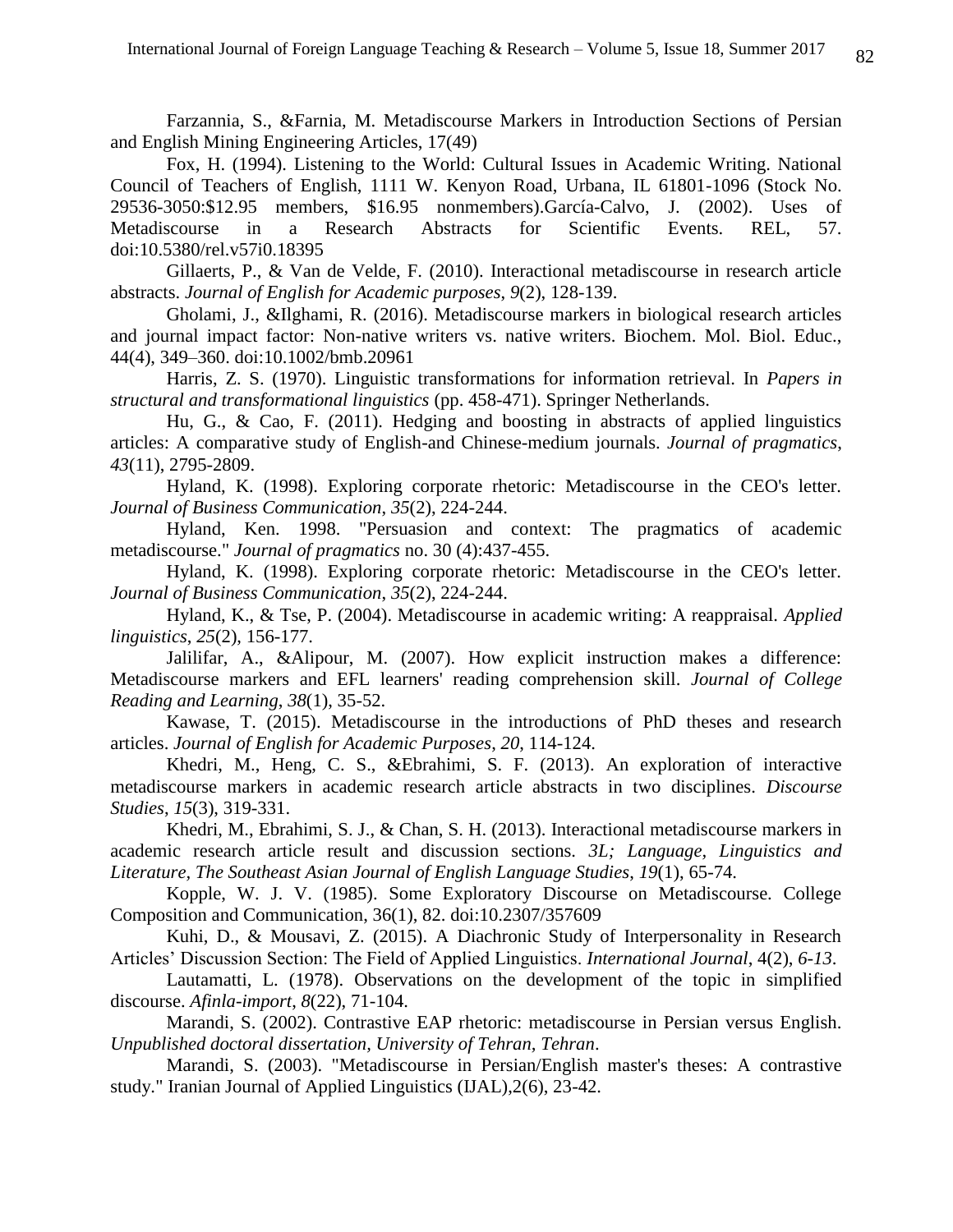Farzannia, S., &Farnia, M. Metadiscourse Markers in Introduction Sections of Persian and English Mining Engineering Articles, 17(49)

Fox, H. (1994). Listening to the World: Cultural Issues in Academic Writing. National Council of Teachers of English, 1111 W. Kenyon Road, Urbana, IL 61801-1096 (Stock No. 29536-3050:$12.95 members, $16.95 nonmembers).García-Calvo, J. (2002). Uses of Metadiscourse in a Research Abstracts for Scientific Events. REL, 57. doi:10.5380/rel.v57i0.18395

Gillaerts, P., & Van de Velde, F. (2010). Interactional metadiscourse in research article abstracts. *Journal of English for Academic purposes*, *9*(2), 128-139.

Gholami, J., &Ilghami, R. (2016). Metadiscourse markers in biological research articles and journal impact factor: Non-native writers vs. native writers. Biochem. Mol. Biol. Educ., 44(4), 349–360. doi:10.1002/bmb.20961

Harris, Z. S. (1970). Linguistic transformations for information retrieval. In *Papers in structural and transformational linguistics* (pp. 458-471). Springer Netherlands.

Hu, G., & Cao, F. (2011). Hedging and boosting in abstracts of applied linguistics articles: A comparative study of English-and Chinese-medium journals. *Journal of pragmatics*, *43*(11), 2795-2809.

Hyland, K. (1998). Exploring corporate rhetoric: Metadiscourse in the CEO's letter. *Journal of Business Communication*, *35*(2), 224-244.

Hyland, Ken. 1998. "Persuasion and context: The pragmatics of academic metadiscourse." *Journal of pragmatics* no. 30 (4):437-455.

Hyland, K. (1998). Exploring corporate rhetoric: Metadiscourse in the CEO's letter. *Journal of Business Communication*, *35*(2), 224-244.

Hyland, K., & Tse, P. (2004). Metadiscourse in academic writing: A reappraisal. *Applied linguistics*, *25*(2), 156-177.

Jalilifar, A., &Alipour, M. (2007). How explicit instruction makes a difference: Metadiscourse markers and EFL learners' reading comprehension skill. *Journal of College Reading and Learning*, *38*(1), 35-52.

Kawase, T. (2015). Metadiscourse in the introductions of PhD theses and research articles. *Journal of English for Academic Purposes*, *20*, 114-124.

Khedri, M., Heng, C. S., &Ebrahimi, S. F. (2013). An exploration of interactive metadiscourse markers in academic research article abstracts in two disciplines. *Discourse Studies*, *15*(3), 319-331.

Khedri, M., Ebrahimi, S. J., & Chan, S. H. (2013). Interactional metadiscourse markers in academic research article result and discussion sections. *3L; Language, Linguistics and Literature, The Southeast Asian Journal of English Language Studies*, *19*(1), 65-74.

Kopple, W. J. V. (1985). Some Exploratory Discourse on Metadiscourse. College Composition and Communication, 36(1), 82. doi:10.2307/357609

Kuhi, D., & Mousavi, Z. (2015). A Diachronic Study of Interpersonality in Research Articles' Discussion Section: The Field of Applied Linguistics. *International Journal*, 4(2), *6-13*.

Lautamatti, L. (1978). Observations on the development of the topic in simplified discourse. *Afinla-import*, *8*(22), 71-104.

Marandi, S. (2002). Contrastive EAP rhetoric: metadiscourse in Persian versus English. *Unpublished doctoral dissertation, University of Tehran, Tehran*.

Marandi, S. (2003). "Metadiscourse in Persian/English master's theses: A contrastive study." Iranian Journal of Applied Linguistics (IJAL),2(6), 23-42.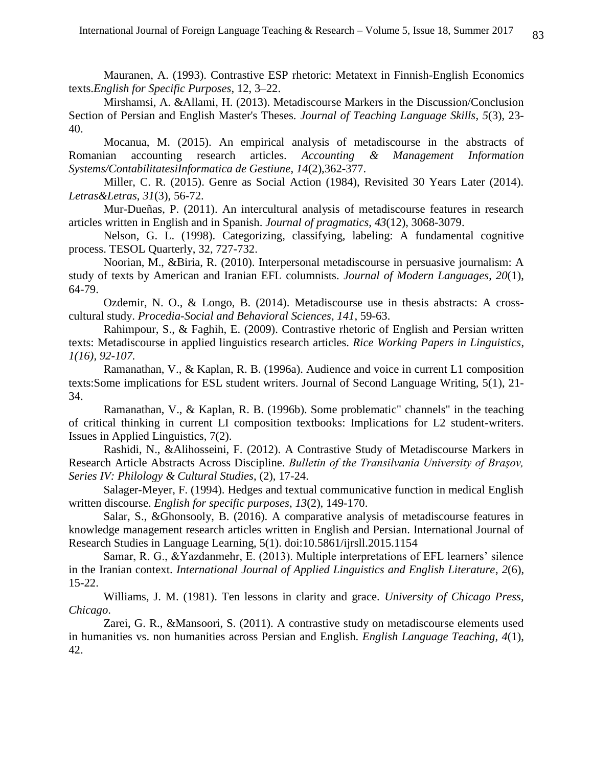Mauranen, A. (1993). Contrastive ESP rhetoric: Metatext in Finnish-English Economics texts.*English for Specific Purposes*, 12, 3–22.

Mirshamsi, A. &Allami, H. (2013). Metadiscourse Markers in the Discussion/Conclusion Section of Persian and English Master's Theses. *Journal of Teaching Language Skills*, *5*(3), 23-40.

Mocanua, M. (2015). An empirical analysis of metadiscourse in the abstracts of Romanian accounting research articles. *Accounting & Management Information Systems/ContabilitatesiInformatica de Gestiune*, *14*(2),362-377.

Miller, C. R. (2015). Genre as Social Action (1984), Revisited 30 Years Later (2014). *Letras&Letras*, *31*(3), 56-72.

Mur-Dueñas, P. (2011). An intercultural analysis of metadiscourse features in research articles written in English and in Spanish. *Journal of pragmatics*, *43*(12), 3068-3079.

Nelson, G. L. (1998). Categorizing, classifying, labeling: A fundamental cognitive process. TESOL Quarterly, 32, 727-732.

Noorian, M., &Biria, R. (2010). Interpersonal metadiscourse in persuasive journalism: A study of texts by American and Iranian EFL columnists. *Journal of Modern Languages*, *20*(1), 64-79.

Ozdemir, N. O., & Longo, B. (2014). Metadiscourse use in thesis abstracts: A cross-cultural study. *Procedia-Social and Behavioral Sciences*, *141*, 59-63.

Rahimpour, S., & Faghih, E. (2009). Contrastive rhetoric of English and Persian written texts: Metadiscourse in applied linguistics research articles. *Rice Working Papers in Linguistics*, *1(16), 92-107.*

Ramanathan, V., & Kaplan, R. B. (1996a). Audience and voice in current L1 composition texts:Some implications for ESL student writers. Journal of Second Language Writing, 5(1), 21-34.

Ramanathan, V., & Kaplan, R. B. (1996b). Some problematic" channels" in the teaching of critical thinking in current LI composition textbooks: Implications for L2 student-writers. Issues in Applied Linguistics, 7(2).

Rashidi, N., &Alihosseini, F. (2012). A Contrastive Study of Metadiscourse Markers in Research Article Abstracts Across Discipline. *Bulletin of the Transilvania University of Braşov, Series IV: Philology & Cultural Studies*, (2), 17-24.

Salager-Meyer, F. (1994). Hedges and textual communicative function in medical English written discourse. *English for specific purposes*, *13*(2), 149-170.

Salar, S., &Ghonsooly, B. (2016). A comparative analysis of metadiscourse features in knowledge management research articles written in English and Persian. International Journal of Research Studies in Language Learning, 5(1). doi:10.5861/ijrsll.2015.1154

Samar, R. G., &Yazdanmehr, E. (2013). Multiple interpretations of EFL learners' silence in the Iranian context. *International Journal of Applied Linguistics and English Literature*, *2*(6), 15-22.

Williams, J. M. (1981). Ten lessons in clarity and grace. *University of Chicago Press, Chicago.*

Zarei, G. R., &Mansoori, S. (2011). A contrastive study on metadiscourse elements used in humanities vs. non humanities across Persian and English. *English Language Teaching*, *4*(1), 42.